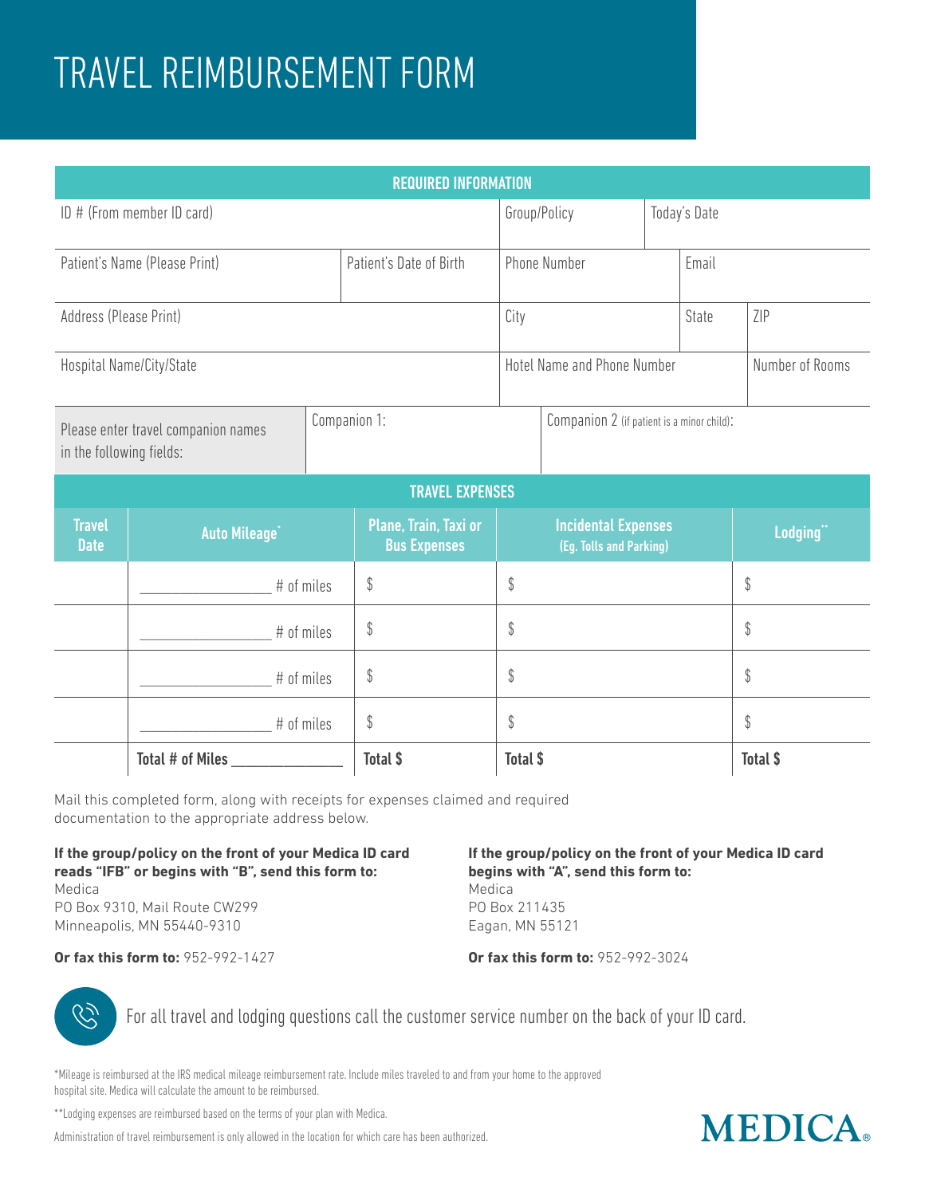# TRAVEL REIMBURSEMENT FORM

| REQUIRED INFORMATION | | | | | |
|---|---|---|---|---|---|
| ID # (From member ID card) | | Group/Policy | Today's Date | | |
| Patient's Name (Please Print) | Patient's Date of Birth | Phone Number | | Email | |
| Address (Please Print) | | City | | State | ZIP |
| Hospital Name/City/State | | Hotel Name and Phone Number | | | Number of Rooms |
| Please enter travel companion names in the following fields: | Companion 1: | Companion 2 (if patient is a minor child): | | | |

| TRAVEL EXPENSES | | | | |
|---|---|---|---|---|
| **Travel Date** | **Auto Mileage*** | **Plane, Train, Taxi or Bus Expenses** | **Incidental Expenses (Eg. Tolls and Parking)** | **Lodging**** |
| | ________________ # of miles | $ | $ | $ |
| | ________________ # of miles | $ | $ | $ |
| | ________________ # of miles | $ | $ | $ |
| | ________________ # of miles | $ | $ | $ |
| | **Total # of Miles** ______________ | **Total $** | **Total $** | **Total $** |

Mail this completed form, along with receipts for expenses claimed and required documentation to the appropriate address below.

**If the group/policy on the front of your Medica ID card reads "IFB" or begins with "B", send this form to:**
Medica
PO Box 9310, Mail Route CW299
Minneapolis, MN 55440-9310

**Or fax this form to:** 952-992-1427

**If the group/policy on the front of your Medica ID card begins with "A", send this form to:**
Medica
PO Box 211435
Eagan, MN 55121

**Or fax this form to:** 952-992-3024

For all travel and lodging questions call the customer service number on the back of your ID card.

*Mileage is reimbursed at the IRS medical mileage reimbursement rate. Include miles traveled to and from your home to the approved hospital site. Medica will calculate the amount to be reimbursed.

**Lodging expenses are reimbursed based on the terms of your plan with Medica.

Administration of travel reimbursement is only allowed in the location for which care has been authorized.

MEDICA®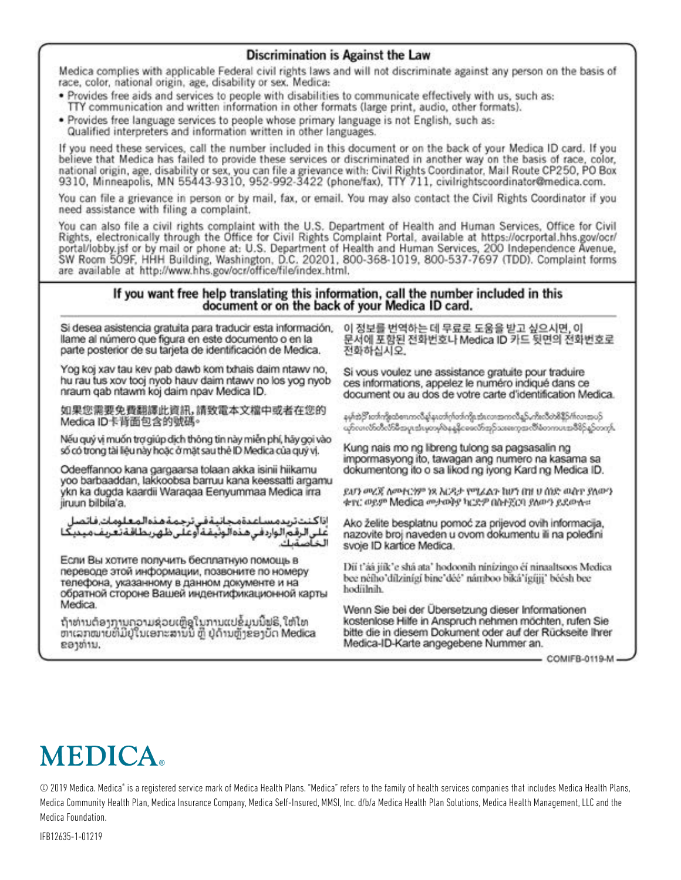## Discrimination is Against the Law

Medica complies with applicable Federal civil rights laws and will not discriminate against any person on the basis of race, color, national origin, age, disability or sex. Medica:

- Provides free aids and services to people with disabilities to communicate effectively with us, such as: TTY communication and written information in other formats (large print, audio, other formats).
- Provides free language services to people whose primary language is not English, such as: Qualified interpreters and information written in other languages.

If you need these services, call the number included in this document or on the back of your Medica ID card. If you believe that Medica has failed to provide these services or discriminated in another way on the basis of race, color, national origin, age, disability or sex, you can file a grievance with: Civil Rights Coordinator, Mail Route CP250, PO Box 9310, Minneapolis, MN 55443-9310, 952-992-3422 (phone/fax), TTY 711, civilrightscoordinator@medica.com.

You can file a grievance in person or by mail, fax, or email. You may also contact the Civil Rights Coordinator if you need assistance with filing a complaint.

You can also file a civil rights complaint with the U.S. Department of Health and Human Services, Office for Civil Rights, electronically through the Office for Civil Rights Complaint Portal, available at https://ocrportal.hhs.gov/ocr/portal/lobby.jsf or by mail or phone at: U.S. Department of Health and Human Services, 200 Independence Avenue, SW Room 509F, HHH Building, Washington, D.C. 20201, 800-368-1019, 800-537-7697 (TDD). Complaint forms are available at http://www.hhs.gov/ocr/office/file/index.html.

## If you want free help translating this information, call the number included in this document or on the back of your Medica ID card.

Si desea asistencia gratuita para traducir esta información, llame al número que figura en este documento o en la parte posterior de su tarjeta de identificación de Medica.

Yog koj xav tau kev pab dawb kom txhais daim ntawv no, hu rau tus xov tooj nyob hauv daim ntawv no los yog nyob nraum qab ntawm koj daim npav Medica ID.

如果您需要免費翻譯此資訊，請致電本文檔中或者在您的Medica ID卡背面包含的號碼。

Nếu quý vị muốn trợ giúp dịch thông tin này miễn phí, hãy gọi vào số có trong tài liệu này hoặc ở mặt sau thẻ ID Medica của quý vị.

Odeeffannoo kana gargaarsa tolaan akka isinii hiikamu yoo barbaaddan, lakkoobsa barruu kana keessatti argamu ykn ka dugda kaardii Waraqaa Eenyummaa Medica irra jiruun bilbila'a.

إذا كنت تريد مساعدة مجانية في ترجمة هذه المعلومات، فاتصل على الرقم الوارد في هذه الوثيقة أو على ظهر بطاقة تعريف ميديكا الخاصة بك.

Если Вы хотите получить бесплатную помощь в переводе этой информации, позвоните по номеру телефона, указанному в данном документе и на обратной стороне Вашей индентификационной карты Medica.

ຖ້າທ່ານຕ້ອງການຄວາມຊ່ວຍເຫຼືອໃນການແປຂໍ້ມູນນີ້ຟຣີ, ໃຫ້ໂທຫາເລກໝາຍທີ່ມີຢູ່ໃນເອກະສານນີ້ ຫຼື ຢູ່ດ້ານຫຼັງຂອງບັດ Medica ຂອງທ່ານ.

이 정보를 번역하는 데 무료로 도움을 받고 싶으시면, 이 문서에 포함된 전화번호나 Medica ID 카드 뒷면의 전화번호로 전화하십시오.

Si vous voulez une assistance gratuite pour traduire ces informations, appelez le numéro indiqué dans ce document ou au dos de votre carte d'identification Medica.

ဤအချက်အလက်ကို ဘာသာပြန်ရန် အခမဲ့အကူအညီ လိုချင်ပါက ဤစာရွက်စာတမ်းတွင် ပါရှိသော သို့မဟုတ် သင့် Medica ID ကတ်၏ နောက်ကျောတွင် ပါရှိသော ဖုန်းနံပါတ်ကို ခေါ်ဆိုပါ။

Kung nais mo ng libreng tulong sa pagsasalin ng impormasyong ito, tawagan ang numero na kasama sa dokumentong ito o sa likod ng iyong Kard ng Medica ID.

ይህን መረጃ ለመተርጎም ነጻ እርዳታ ከፈለጉ በዚህ ሰነድ ውስጥ ያለውን ቁጥር ወይም Medica መታወቂያ ካርድዎ በስተጀርባ ያለውን ይደውሉ።

Ako želite besplatnu pomoć za prijevod ovih informacija, nazovite broj naveden u ovom dokumentu ili na poleđini svoje ID kartice Medica.

Díí t'áá jíík'e shá ata' hodoonih nínízingo éí ninaaltsoos Medica bee néího'dílzinígíí bine'déé' námboo biká'ígíí' béésh bee hodíilnih.

Wenn Sie bei der Übersetzung dieser Informationen kostenlose Hilfe in Anspruch nehmen möchten, rufen Sie bitte die in diesem Dokument oder auf der Rückseite Ihrer Medica-ID-Karte angegebene Nummer an.

COMIFB-0119-M

MEDICA®

© 2019 Medica. Medica® is a registered service mark of Medica Health Plans. "Medica" refers to the family of health services companies that includes Medica Health Plans, Medica Community Health Plan, Medica Insurance Company, Medica Self-Insured, MMSI, Inc. d/b/a Medica Health Plan Solutions, Medica Health Management, LLC and the Medica Foundation.

IFB12635-1-01219